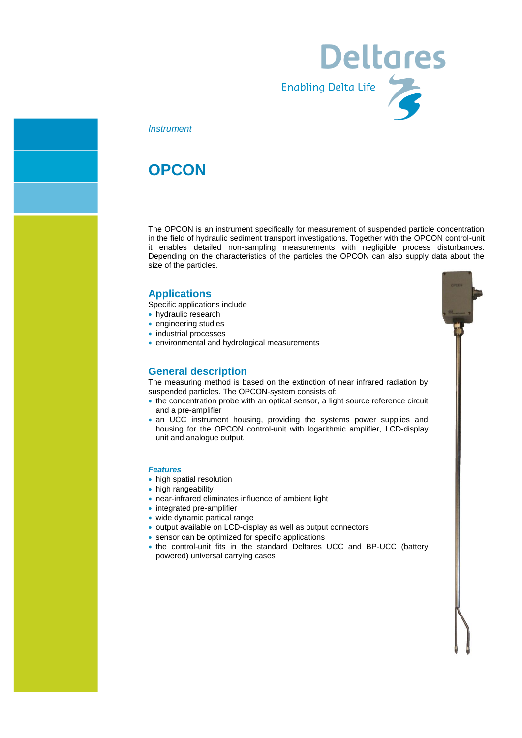*Instrument*

# OPCON

The OPCON is an instrument specifically for measurement of suspended particle concentration in the field of hydraulic sediment transport investigations. Together with the OPCON control-unit it enables detailed non-sampling measurements with negligible process disturbances. Depending on the characteristics of the particles the OPCON can also supply data about the size of the particles.

## Applications

Specific applications include

- hydraulic research
- engineering studies
- industrial processes
- environmental and hydrological measurements

## General description

The measuring method is based on the extinction of near infrared radiation by suspended particles. The OPCON-system consists of:

- the concentration probe with an optical sensor, a light source reference circuit and a pre-amplifier
- an UCC instrument housing, providing the systems power supplies and housing for the OPCON control-unit with logarithmic amplifier, LCD-display unit and analogue output.

### *Features*

- high spatial resolution
- high rangeability
- near-infrared eliminates influence of ambient light
- integrated pre-amplifier
- wide dynamic partical range
- output available on LCD-display as well as output connectors
- sensor can be optimized for specific applications
- the control-unit fits in the standard Deltares UCC and BP-UCC (battery powered) universal carrying cases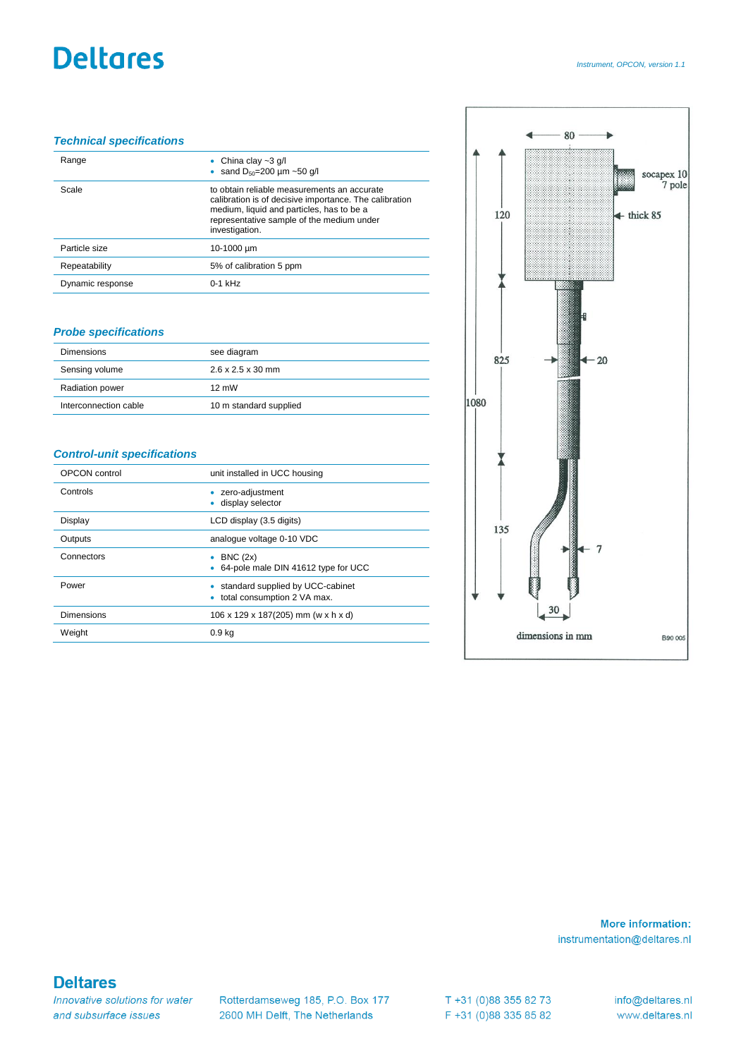# Deltares

## Technical specifications

| | |
|---|---|
| Range | • China clay ~3 g/l<br>• sand $D_{50}$=200 µm ~50 g/l |
| Scale | to obtain reliable measurements an accurate calibration is of decisive importance. The calibration medium, liquid and particles, has to be a representative sample of the medium under investigation. |
| Particle size | 10-1000 µm |
| Repeatability | 5% of calibration 5 ppm |
| Dynamic response | 0-1 kHz |

## Probe specifications

| | |
|---|---|
| Dimensions | see diagram |
| Sensing volume | 2.6 x 2.5 x 30 mm |
| Radiation power | 12 mW |
| Interconnection cable | 10 m standard supplied |

## Control-unit specifications

| | |
|---|---|
| OPCON control | unit installed in UCC housing |
| Controls | • zero-adjustment<br>• display selector |
| Display | LCD display (3.5 digits) |
| Outputs | analogue voltage 0-10 VDC |
| Connectors | • BNC (2x)<br>• 64-pole male DIN 41612 type for UCC |
| Power | • standard supplied by UCC-cabinet<br>• total consumption 2 VA max. |
| Dimensions | 106 x 129 x 187(205) mm (w x h x d) |
| Weight | 0.9 kg |

80

socapex 10
7 pole

thick 85

120

825

20

1080

135

7

30

dimensions in mm

B90 005

**More information:**
instrumentation@deltares.nl

**Deltares**
*Innovative solutions for water and subsurface issues*

Rotterdamseweg 185, P.O. Box 177
2600 MH Delft, The Netherlands

T +31 (0)88 355 82 73
F +31 (0)88 335 85 82

info@deltares.nl
www.deltares.nl